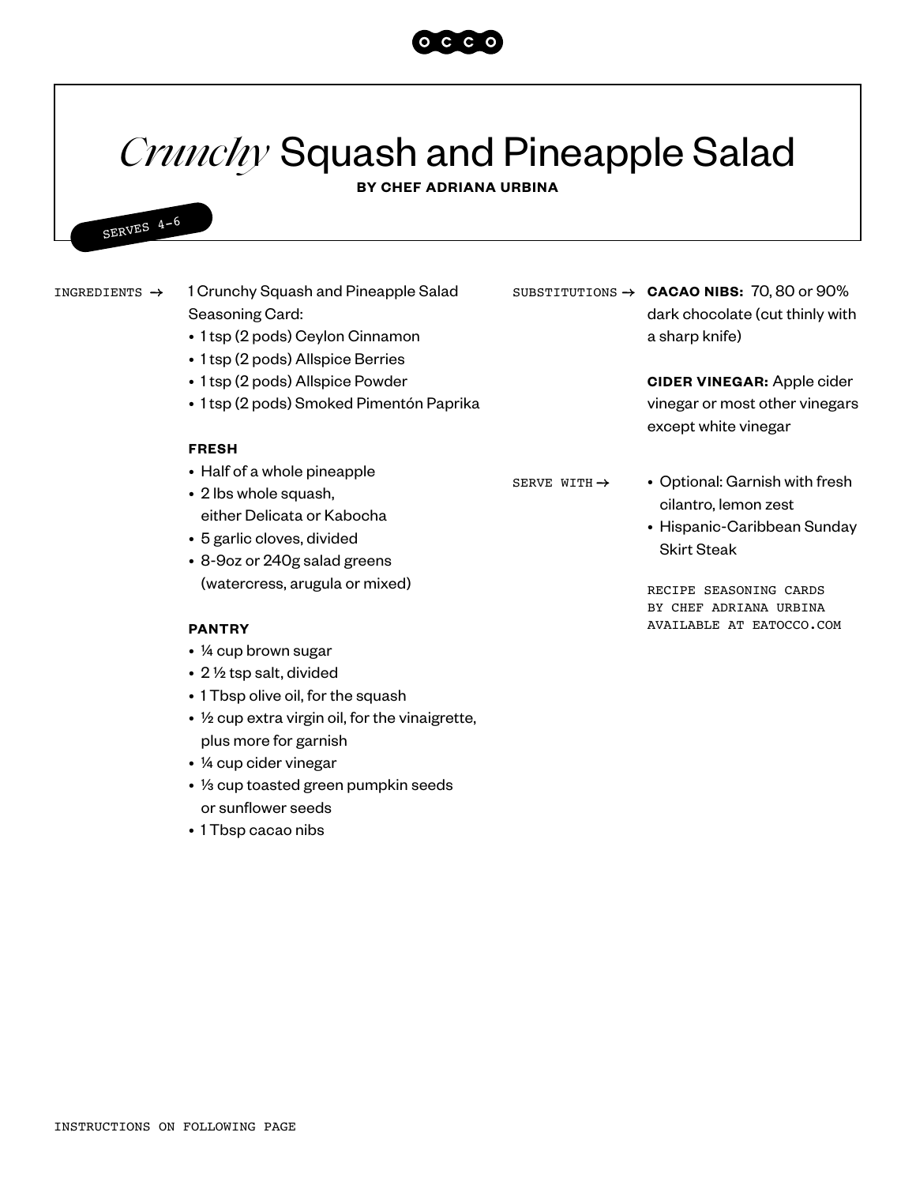# *Crunchy* Squash and Pineapple Salad

**BY CHEF ADRIANA URBINA**

SERVES 4-6

INGREDIENTS →

1 Crunchy Squash and Pineapple Salad Seasoning Card:

- 1 tsp (2 pods) Ceylon Cinnamon
- 1 tsp (2 pods) Allspice Berries
- 1 tsp (2 pods) Allspice Powder
- 1 tsp (2 pods) Smoked Pimentón Paprika

**FRESH**

- Half of a whole pineapple
- 2 lbs whole squash, either Delicata or Kabocha
- 5 garlic cloves, divided
- 8-9oz or 240g salad greens (watercress, arugula or mixed)

**PANTRY**

- ¼ cup brown sugar
- 2 ½ tsp salt, divided
- 1 Tbsp olive oil, for the squash
- ½ cup extra virgin oil, for the vinaigrette, plus more for garnish
- ¼ cup cider vinegar
- ⅓ cup toasted green pumpkin seeds or sunflower seeds
- 1 Tbsp cacao nibs

SUBSTITUTIONS →

**CACAO NIBS:** 70, 80 or 90% dark chocolate (cut thinly with a sharp knife)

**CIDER VINEGAR:** Apple cider vinegar or most other vinegars except white vinegar

SERVE WITH →

- Optional: Garnish with fresh cilantro, lemon zest
- Hispanic-Caribbean Sunday Skirt Steak

RECIPE SEASONING CARDS BY CHEF ADRIANA URBINA AVAILABLE AT EATOCCO.COM

INSTRUCTIONS ON FOLLOWING PAGE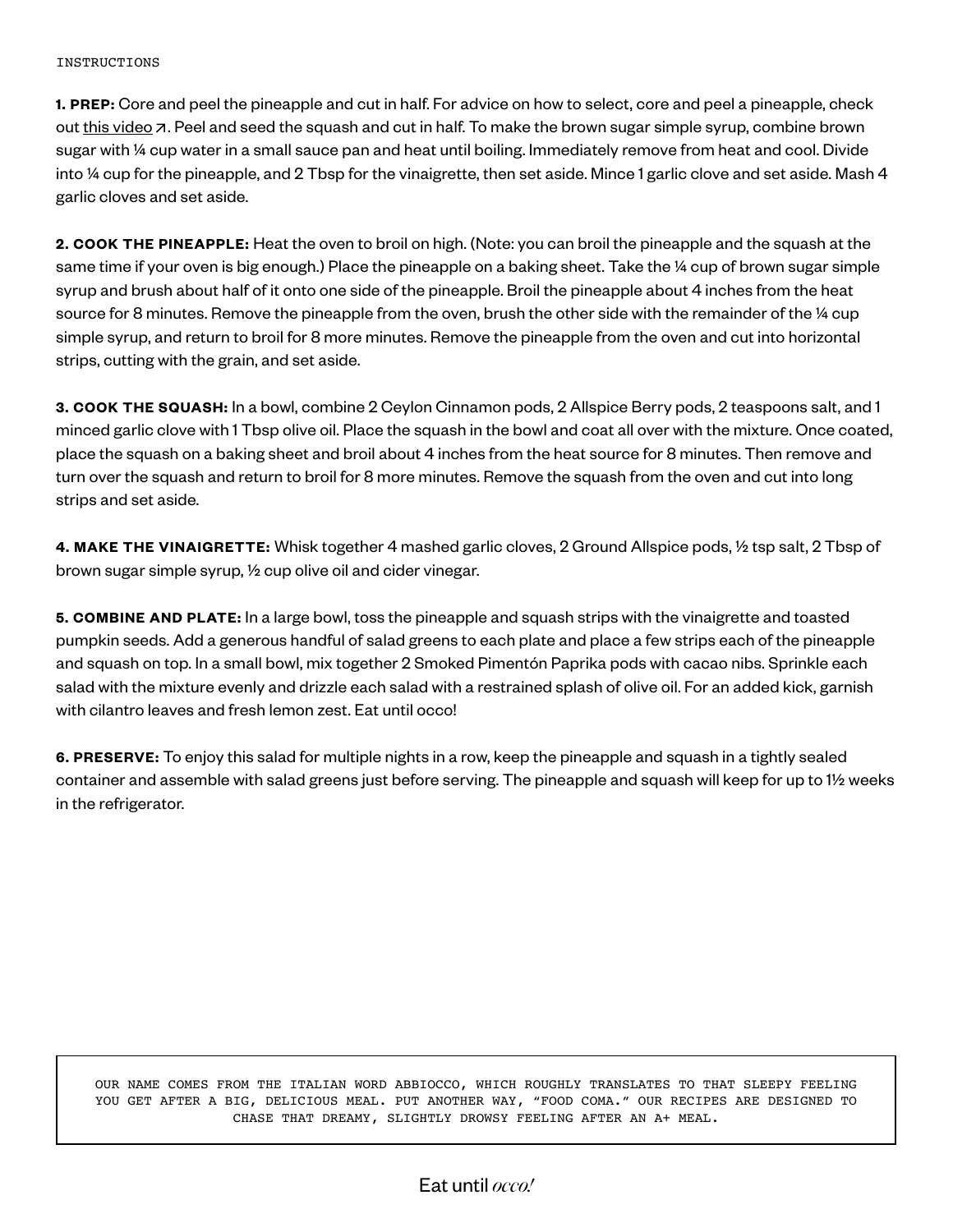INSTRUCTIONS

**1. PREP:** Core and peel the pineapple and cut in half. For advice on how to select, core and peel a pineapple, check out this video ↗. Peel and seed the squash and cut in half. To make the brown sugar simple syrup, combine brown sugar with ¼ cup water in a small sauce pan and heat until boiling. Immediately remove from heat and cool. Divide into ¼ cup for the pineapple, and 2 Tbsp for the vinaigrette, then set aside. Mince 1 garlic clove and set aside. Mash 4 garlic cloves and set aside.

**2. COOK THE PINEAPPLE:** Heat the oven to broil on high. (Note: you can broil the pineapple and the squash at the same time if your oven is big enough.) Place the pineapple on a baking sheet. Take the ¼ cup of brown sugar simple syrup and brush about half of it onto one side of the pineapple. Broil the pineapple about 4 inches from the heat source for 8 minutes. Remove the pineapple from the oven, brush the other side with the remainder of the ¼ cup simple syrup, and return to broil for 8 more minutes. Remove the pineapple from the oven and cut into horizontal strips, cutting with the grain, and set aside.

**3. COOK THE SQUASH:** In a bowl, combine 2 Ceylon Cinnamon pods, 2 Allspice Berry pods, 2 teaspoons salt, and 1 minced garlic clove with 1 Tbsp olive oil. Place the squash in the bowl and coat all over with the mixture. Once coated, place the squash on a baking sheet and broil about 4 inches from the heat source for 8 minutes. Then remove and turn over the squash and return to broil for 8 more minutes. Remove the squash from the oven and cut into long strips and set aside.

**4. MAKE THE VINAIGRETTE:** Whisk together 4 mashed garlic cloves, 2 Ground Allspice pods, ½ tsp salt, 2 Tbsp of brown sugar simple syrup, ½ cup olive oil and cider vinegar.

**5. COMBINE AND PLATE:** In a large bowl, toss the pineapple and squash strips with the vinaigrette and toasted pumpkin seeds. Add a generous handful of salad greens to each plate and place a few strips each of the pineapple and squash on top. In a small bowl, mix together 2 Smoked Pimentón Paprika pods with cacao nibs. Sprinkle each salad with the mixture evenly and drizzle each salad with a restrained splash of olive oil. For an added kick, garnish with cilantro leaves and fresh lemon zest. Eat until occo!

**6. PRESERVE:** To enjoy this salad for multiple nights in a row, keep the pineapple and squash in a tightly sealed container and assemble with salad greens just before serving. The pineapple and squash will keep for up to 1½ weeks in the refrigerator.

OUR NAME COMES FROM THE ITALIAN WORD ABBIOCCO, WHICH ROUGHLY TRANSLATES TO THAT SLEEPY FEELING YOU GET AFTER A BIG, DELICIOUS MEAL. PUT ANOTHER WAY, "FOOD COMA." OUR RECIPES ARE DESIGNED TO CHASE THAT DREAMY, SLIGHTLY DROWSY FEELING AFTER AN A+ MEAL.

Eat until *occo!*